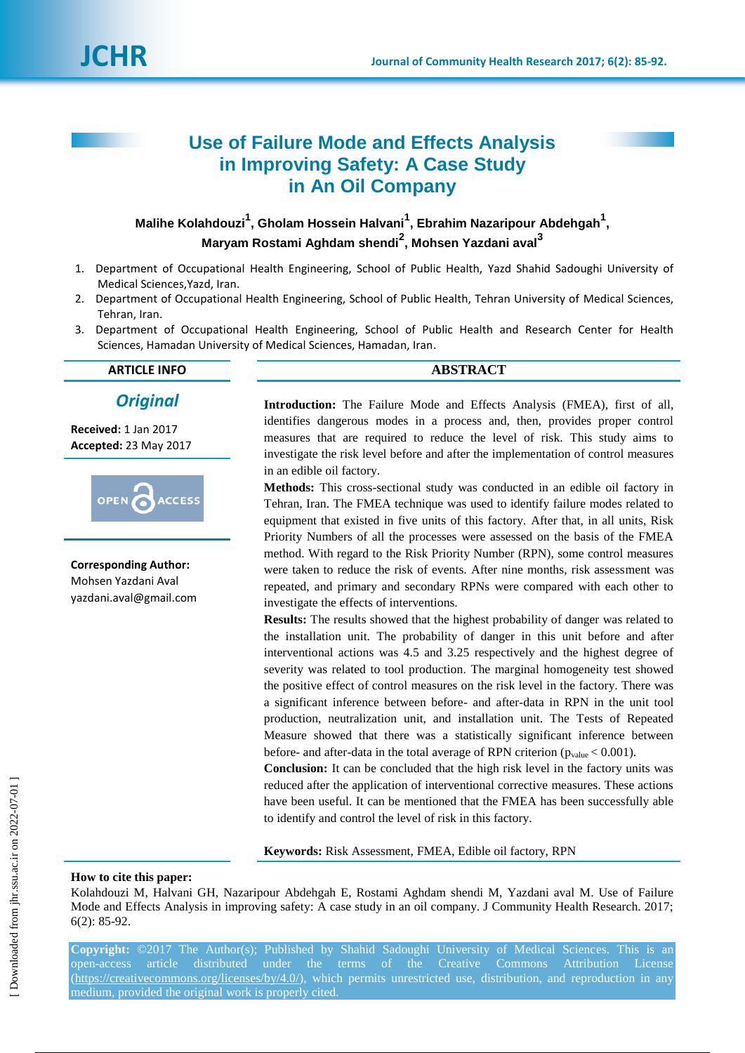# Use of Failure Mode and Effects Analysis in Improving Safety: A Case Study in An Oil Company

**Malihe Kolahdouzi[1], Gholam Hossein Halvani[1], Ebrahim Nazaripour Abdehgah[1], Maryam Rostami Aghdam shendi[2], Mohsen Yazdani aval[3]**

1. Department of Occupational Health Engineering, School of Public Health, Yazd Shahid Sadoughi University of Medical Sciences,Yazd, Iran.
2. Department of Occupational Health Engineering, School of Public Health, Tehran University of Medical Sciences, Tehran, Iran.
3. Department of Occupational Health Engineering, School of Public Health and Research Center for Health Sciences, Hamadan University of Medical Sciences, Hamadan, Iran.

## ARTICLE INFO

***Original***

**Received:** 1 Jan 2017
**Accepted:** 23 May 2017

OPEN ACCESS

**Corresponding Author:**
Mohsen Yazdani Aval
yazdani.aval@gmail.com

## ABSTRACT

**Introduction:** The Failure Mode and Effects Analysis (FMEA), first of all, identifies dangerous modes in a process and, then, provides proper control measures that are required to reduce the level of risk. This study aims to investigate the risk level before and after the implementation of control measures in an edible oil factory.

**Methods:** This cross-sectional study was conducted in an edible oil factory in Tehran, Iran. The FMEA technique was used to identify failure modes related to equipment that existed in five units of this factory. After that, in all units, Risk Priority Numbers of all the processes were assessed on the basis of the FMEA method. With regard to the Risk Priority Number (RPN), some control measures were taken to reduce the risk of events. After nine months, risk assessment was repeated, and primary and secondary RPNs were compared with each other to investigate the effects of interventions.

**Results:** The results showed that the highest probability of danger was related to the installation unit. The probability of danger in this unit before and after interventional actions was 4.5 and 3.25 respectively and the highest degree of severity was related to tool production. The marginal homogeneity test showed the positive effect of control measures on the risk level in the factory. There was a significant inference between before- and after-data in RPN in the unit tool production, neutralization unit, and installation unit. The Tests of Repeated Measure showed that there was a statistically significant inference between before- and after-data in the total average of RPN criterion ($p_{value} < 0.001$).

**Conclusion:** It can be concluded that the high risk level in the factory units was reduced after the application of interventional corrective measures. These actions have been useful. It can be mentioned that the FMEA has been successfully able to identify and control the level of risk in this factory.

**Keywords:** Risk Assessment, FMEA, Edible oil factory, RPN

**How to cite this paper:**
Kolahdouzi M, Halvani GH, Nazaripour Abdehgah E, Rostami Aghdam shendi M, Yazdani aval M. Use of Failure Mode and Effects Analysis in improving safety: A case study in an oil company. J Community Health Research. 2017; 6(2): 85-92.

**Copyright:** ©2017 The Author(s); Published by Shahid Sadoughi University of Medical Sciences. This is an open-access article distributed under the terms of the Creative Commons Attribution License (https://creativecommons.org/licenses/by/4.0/), which permits unrestricted use, distribution, and reproduction in any medium, provided the original work is properly cited.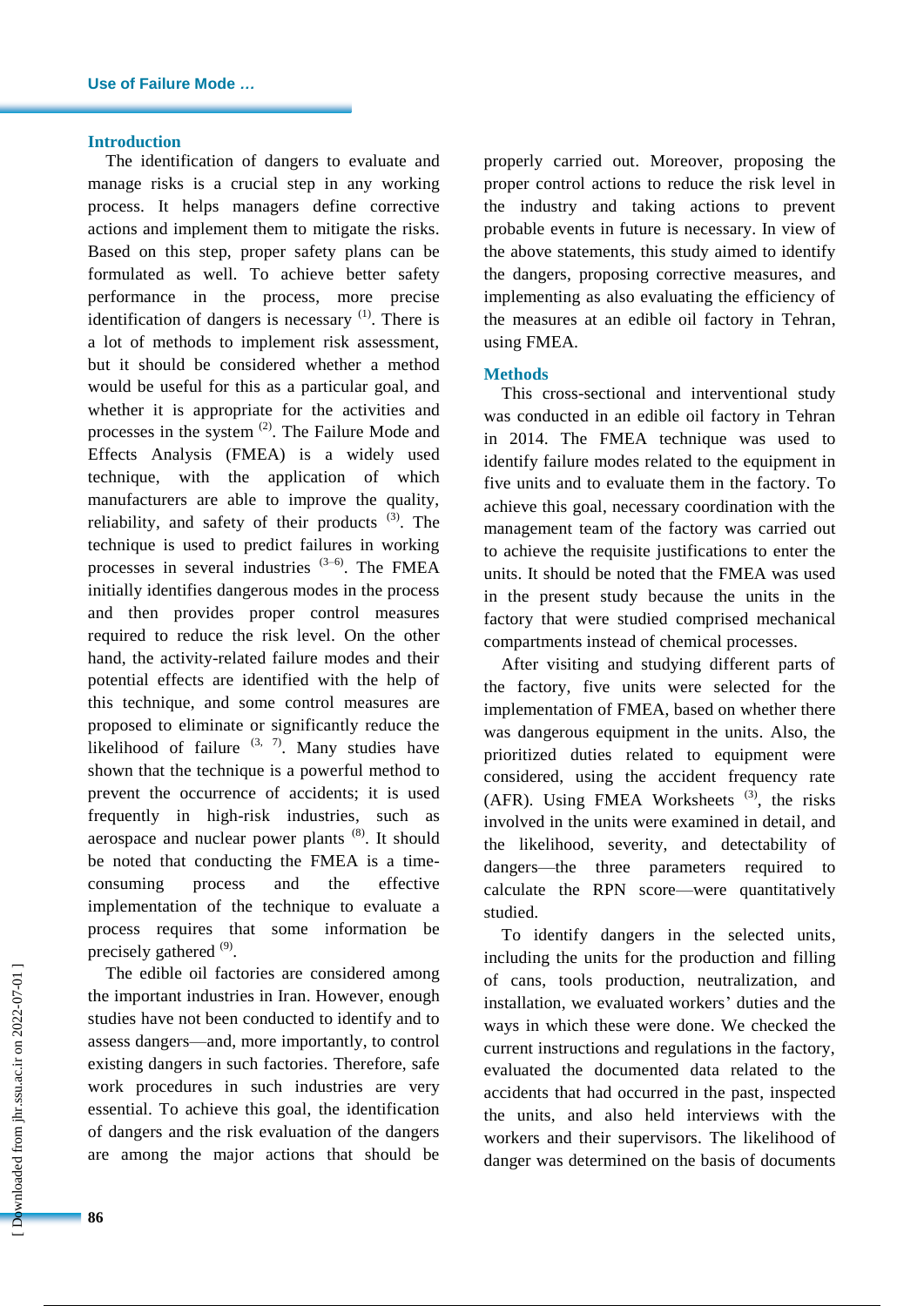## Introduction

The identification of dangers to evaluate and manage risks is a crucial step in any working process. It helps managers define corrective actions and implement them to mitigate the risks. Based on this step, proper safety plans can be formulated as well. To achieve better safety performance in the process, more precise identification of dangers is necessary [(1)]. There is a lot of methods to implement risk assessment, but it should be considered whether a method would be useful for this as a particular goal, and whether it is appropriate for the activities and processes in the system [(2)]. The Failure Mode and Effects Analysis (FMEA) is a widely used technique, with the application of which manufacturers are able to improve the quality, reliability, and safety of their products [(3)]. The technique is used to predict failures in working processes in several industries [(3–6)]. The FMEA initially identifies dangerous modes in the process and then provides proper control measures required to reduce the risk level. On the other hand, the activity-related failure modes and their potential effects are identified with the help of this technique, and some control measures are proposed to eliminate or significantly reduce the likelihood of failure [(3, 7)]. Many studies have shown that the technique is a powerful method to prevent the occurrence of accidents; it is used frequently in high-risk industries, such as aerospace and nuclear power plants [(8)]. It should be noted that conducting the FMEA is a time-consuming process and the effective implementation of the technique to evaluate a process requires that some information be precisely gathered [(9)].

The edible oil factories are considered among the important industries in Iran. However, enough studies have not been conducted to identify and to assess dangers—and, more importantly, to control existing dangers in such factories. Therefore, safe work procedures in such industries are very essential. To achieve this goal, the identification of dangers and the risk evaluation of the dangers are among the major actions that should be properly carried out. Moreover, proposing the proper control actions to reduce the risk level in the industry and taking actions to prevent probable events in future is necessary. In view of the above statements, this study aimed to identify the dangers, proposing corrective measures, and implementing as also evaluating the efficiency of the measures at an edible oil factory in Tehran, using FMEA.

## Methods

This cross-sectional and interventional study was conducted in an edible oil factory in Tehran in 2014. The FMEA technique was used to identify failure modes related to the equipment in five units and to evaluate them in the factory. To achieve this goal, necessary coordination with the management team of the factory was carried out to achieve the requisite justifications to enter the units. It should be noted that the FMEA was used in the present study because the units in the factory that were studied comprised mechanical compartments instead of chemical processes.

After visiting and studying different parts of the factory, five units were selected for the implementation of FMEA, based on whether there was dangerous equipment in the units. Also, the prioritized duties related to equipment were considered, using the accident frequency rate (AFR). Using FMEA Worksheets [(3)], the risks involved in the units were examined in detail, and the likelihood, severity, and detectability of dangers—the three parameters required to calculate the RPN score—were quantitatively studied.

To identify dangers in the selected units, including the units for the production and filling of cans, tools production, neutralization, and installation, we evaluated workers' duties and the ways in which these were done. We checked the current instructions and regulations in the factory, evaluated the documented data related to the accidents that had occurred in the past, inspected the units, and also held interviews with the workers and their supervisors. The likelihood of danger was determined on the basis of documents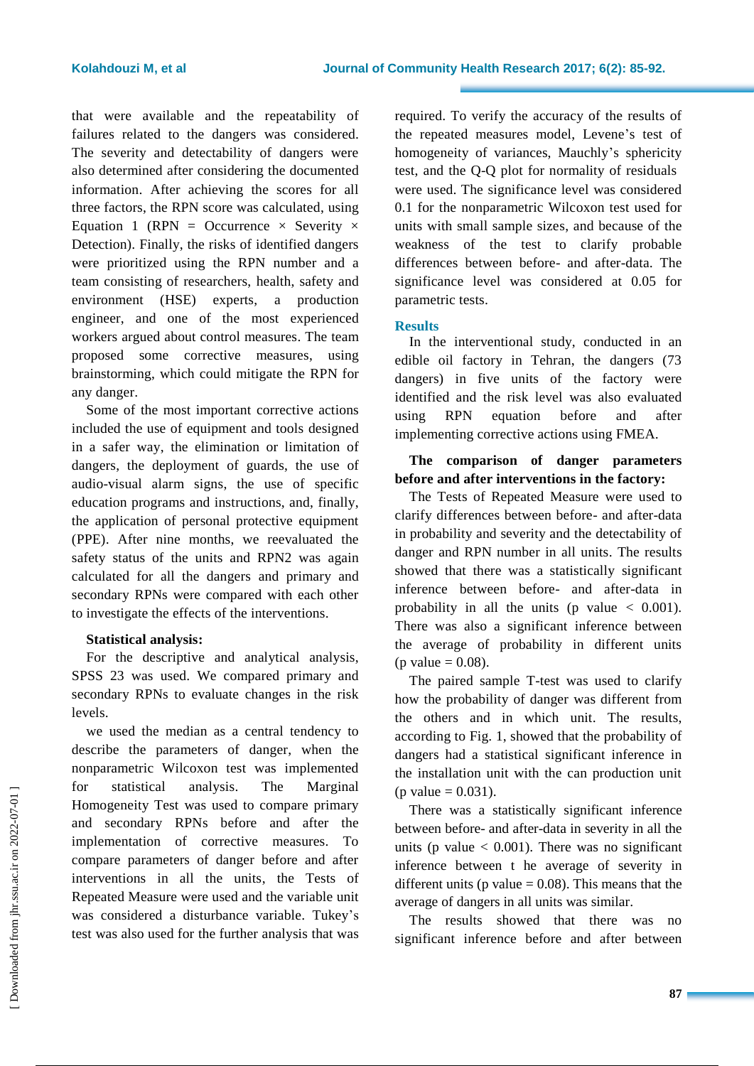that were available and the repeatability of failures related to the dangers was considered. The severity and detectability of dangers were also determined after considering the documented information. After achieving the scores for all three factors, the RPN score was calculated, using Equation 1 (RPN = Occurrence × Severity × Detection). Finally, the risks of identified dangers were prioritized using the RPN number and a team consisting of researchers, health, safety and environment (HSE) experts, a production engineer, and one of the most experienced workers argued about control measures. The team proposed some corrective measures, using brainstorming, which could mitigate the RPN for any danger.

Some of the most important corrective actions included the use of equipment and tools designed in a safer way, the elimination or limitation of dangers, the deployment of guards, the use of audio-visual alarm signs, the use of specific education programs and instructions, and, finally, the application of personal protective equipment (PPE). After nine months, we reevaluated the safety status of the units and RPN2 was again calculated for all the dangers and primary and secondary RPNs were compared with each other to investigate the effects of the interventions.

**Statistical analysis:**

For the descriptive and analytical analysis, SPSS 23 was used. We compared primary and secondary RPNs to evaluate changes in the risk levels.

we used the median as a central tendency to describe the parameters of danger, when the nonparametric Wilcoxon test was implemented for statistical analysis. The Marginal Homogeneity Test was used to compare primary and secondary RPNs before and after the implementation of corrective measures. To compare parameters of danger before and after interventions in all the units, the Tests of Repeated Measure were used and the variable unit was considered a disturbance variable. Tukey's test was also used for the further analysis that was required. To verify the accuracy of the results of the repeated measures model, Levene's test of homogeneity of variances, Mauchly's sphericity test, and the Q-Q plot for normality of residuals were used. The significance level was considered 0.1 for the nonparametric Wilcoxon test used for units with small sample sizes, and because of the weakness of the test to clarify probable differences between before- and after-data. The significance level was considered at 0.05 for parametric tests.

## Results

In the interventional study, conducted in an edible oil factory in Tehran, the dangers (73 dangers) in five units of the factory were identified and the risk level was also evaluated using RPN equation before and after implementing corrective actions using FMEA.

**The comparison of danger parameters before and after interventions in the factory:**

The Tests of Repeated Measure were used to clarify differences between before- and after-data in probability and severity and the detectability of danger and RPN number in all units. The results showed that there was a statistically significant inference between before- and after-data in probability in all the units (p value < 0.001). There was also a significant inference between the average of probability in different units (p value = 0.08).

The paired sample T-test was used to clarify how the probability of danger was different from the others and in which unit. The results, according to Fig. 1, showed that the probability of dangers had a statistical significant inference in the installation unit with the can production unit (p value = 0.031).

There was a statistically significant inference between before- and after-data in severity in all the units (p value < 0.001). There was no significant inference between t he average of severity in different units (p value = 0.08). This means that the average of dangers in all units was similar.

The results showed that there was no significant inference before and after between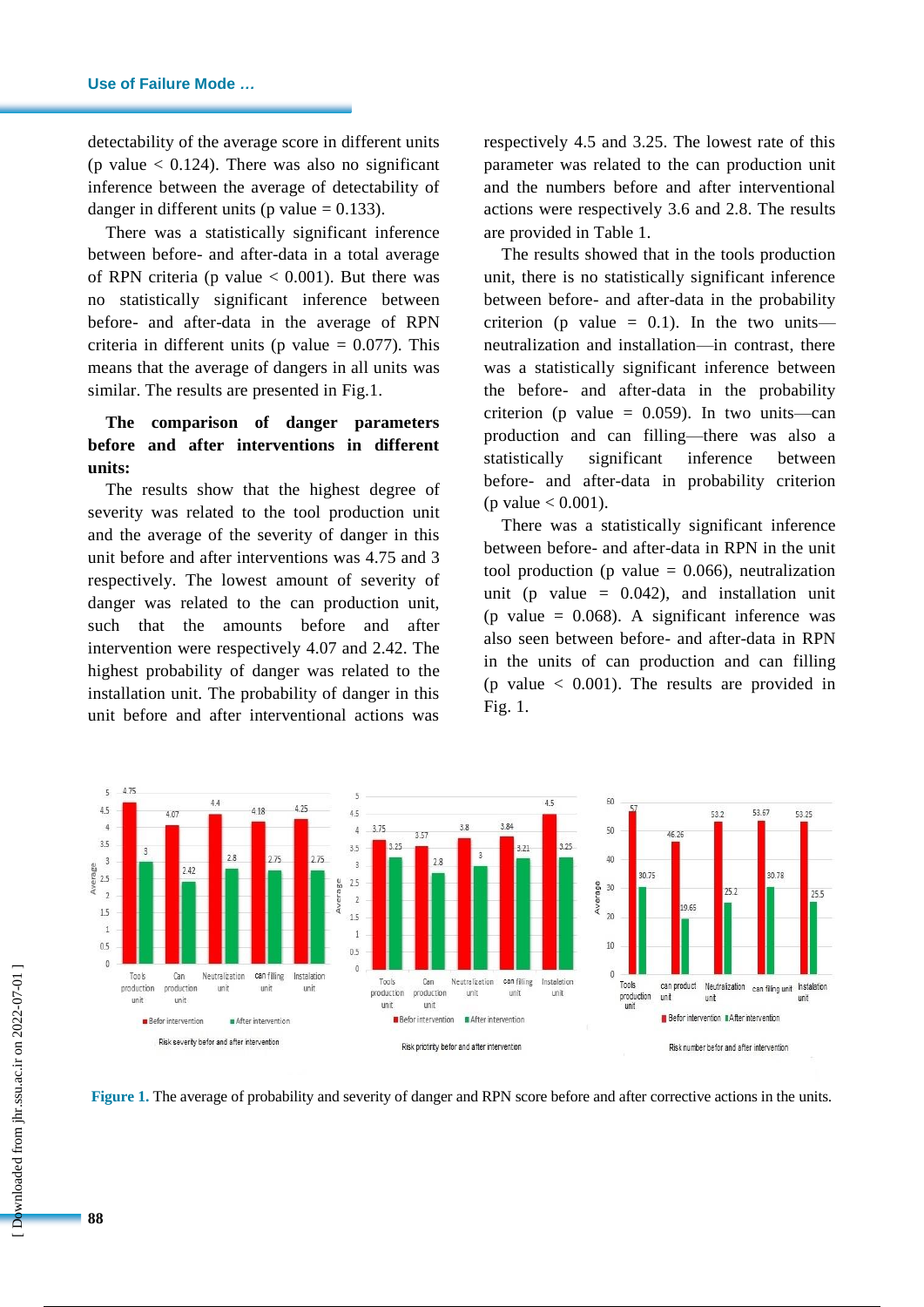detectability of the average score in different units ($p$ value $< 0.124$). There was also no significant inference between the average of detectability of danger in different units ($p$ value $= 0.133$).

There was a statistically significant inference between before- and after-data in a total average of RPN criteria ($p$ value $< 0.001$). But there was no statistically significant inference between before- and after-data in the average of RPN criteria in different units ($p$ value $= 0.077$). This means that the average of dangers in all units was similar. The results are presented in Fig.1.

**The comparison of danger parameters before and after interventions in different units:**

The results show that the highest degree of severity was related to the tool production unit and the average of the severity of danger in this unit before and after interventions was 4.75 and 3 respectively. The lowest amount of severity of danger was related to the can production unit, such that the amounts before and after intervention were respectively 4.07 and 2.42. The highest probability of danger was related to the installation unit. The probability of danger in this unit before and after interventional actions was respectively 4.5 and 3.25. The lowest rate of this parameter was related to the can production unit and the numbers before and after interventional actions were respectively 3.6 and 2.8. The results are provided in Table 1.

The results showed that in the tools production unit, there is no statistically significant inference between before- and after-data in the probability criterion ($p$ value $= 0.1$). In the two units—neutralization and installation—in contrast, there was a statistically significant inference between the before- and after-data in the probability criterion ($p$ value $= 0.059$). In two units—can production and can filling—there was also a statistically significant inference between before- and after-data in probability criterion ($p$ value $< 0.001$).

There was a statistically significant inference between before- and after-data in RPN in the unit tool production ($p$ value $= 0.066$), neutralization unit ($p$ value $= 0.042$), and installation unit ($p$ value $= 0.068$). A significant inference was also seen between before- and after-data in RPN in the units of can production and can filling ($p$ value $< 0.001$). The results are provided in Fig. 1.

**Figure 1.** The average of probability and severity of danger and RPN score before and after corrective actions in the units.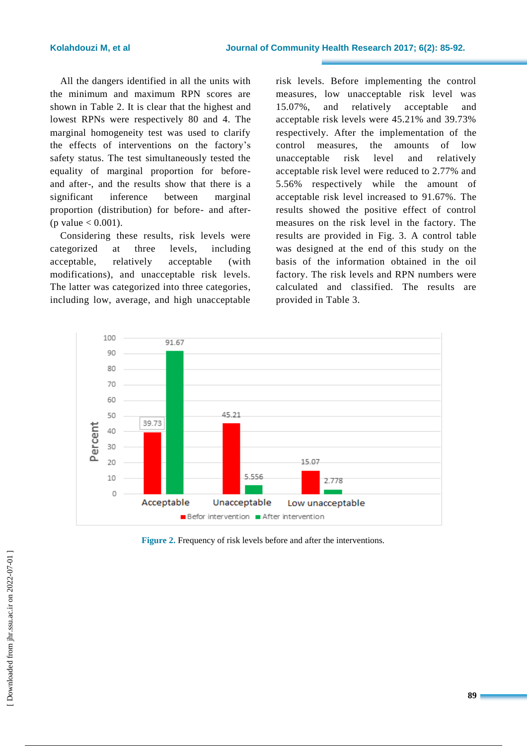All the dangers identified in all the units with the minimum and maximum RPN scores are shown in Table 2. It is clear that the highest and lowest RPNs were respectively 80 and 4. The marginal homogeneity test was used to clarify the effects of interventions on the factory's safety status. The test simultaneously tested the equality of marginal proportion for before- and after-, and the results show that there is a significant inference between marginal proportion (distribution) for before- and after- (p value < 0.001).

Considering these results, risk levels were categorized at three levels, including acceptable, relatively acceptable (with modifications), and unacceptable risk levels. The latter was categorized into three categories, including low, average, and high unacceptable risk levels. Before implementing the control measures, low unacceptable risk level was 15.07%, and relatively acceptable and acceptable risk levels were 45.21% and 39.73% respectively. After the implementation of the control measures, the amounts of low unacceptable risk level and relatively acceptable risk level were reduced to 2.77% and 5.56% respectively while the amount of acceptable risk level increased to 91.67%. The results showed the positive effect of control measures on the risk level in the factory. The results are provided in Fig. 3. A control table was designed at the end of this study on the basis of the information obtained in the oil factory. The risk levels and RPN numbers were calculated and classified. The results are provided in Table 3.

**Figure 2.** Frequency of risk levels before and after the interventions.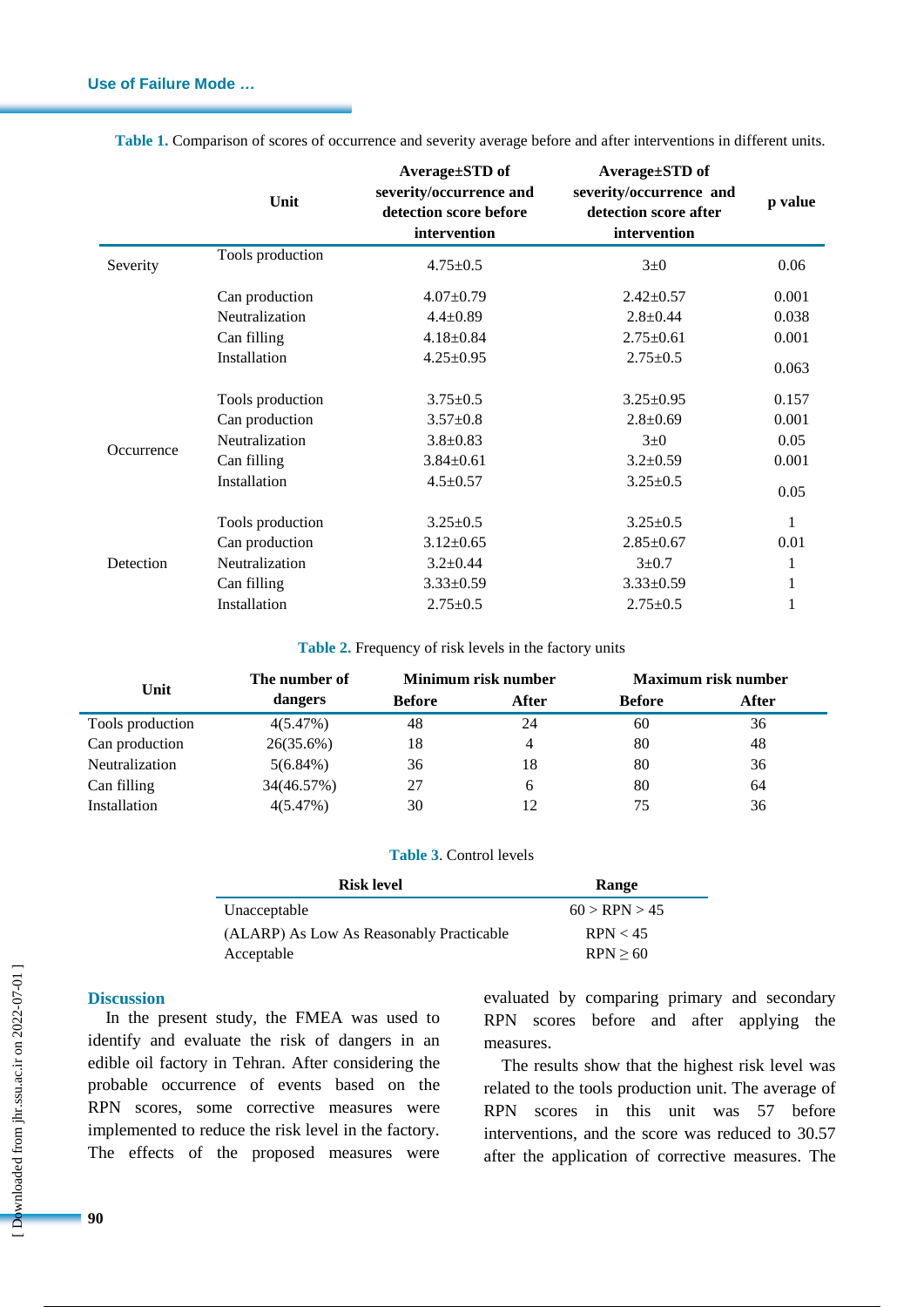**Table 1.** Comparison of scores of occurrence and severity average before and after interventions in different units.

| | Unit | Average±STD of severity/occurrence and detection score before intervention | Average±STD of severity/occurrence and detection score after intervention | p value |
|---|---|---|---|---|
| Severity | Tools production | 4.75±0.5 | 3±0 | 0.06 |
| | Can production | 4.07±0.79 | 2.42±0.57 | 0.001 |
| | Neutralization | 4.4±0.89 | 2.8±0.44 | 0.038 |
| | Can filling | 4.18±0.84 | 2.75±0.61 | 0.001 |
| | Installation | 4.25±0.95 | 2.75±0.5 | 0.063 |
| Occurrence | Tools production | 3.75±0.5 | 3.25±0.95 | 0.157 |
| | Can production | 3.57±0.8 | 2.8±0.69 | 0.001 |
| | Neutralization | 3.8±0.83 | 3±0 | 0.05 |
| | Can filling | 3.84±0.61 | 3.2±0.59 | 0.001 |
| | Installation | 4.5±0.57 | 3.25±0.5 | 0.05 |
| Detection | Tools production | 3.25±0.5 | 3.25±0.5 | 1 |
| | Can production | 3.12±0.65 | 2.85±0.67 | 0.01 |
| | Neutralization | 3.2±0.44 | 3±0.7 | 1 |
| | Can filling | 3.33±0.59 | 3.33±0.59 | 1 |
| | Installation | 2.75±0.5 | 2.75±0.5 | 1 |

**Table 2.** Frequency of risk levels in the factory units

| Unit | The number of dangers | Minimum risk number | | Maximum risk number | |
|---|---|---|---|---|---|
| | | Before | After | Before | After |
| Tools production | 4(5.47%) | 48 | 24 | 60 | 36 |
| Can production | 26(35.6%) | 18 | 4 | 80 | 48 |
| Neutralization | 5(6.84%) | 36 | 18 | 80 | 36 |
| Can filling | 34(46.57%) | 27 | 6 | 80 | 64 |
| Installation | 4(5.47%) | 30 | 12 | 75 | 36 |

**Table 3.** Control levels

| Risk level | Range |
|---|---|
| Unacceptable | 60 > RPN > 45 |
| (ALARP) As Low As Reasonably Practicable | RPN < 45 |
| Acceptable | RPN ≥ 60 |

## Discussion

In the present study, the FMEA was used to identify and evaluate the risk of dangers in an edible oil factory in Tehran. After considering the probable occurrence of events based on the RPN scores, some corrective measures were implemented to reduce the risk level in the factory. The effects of the proposed measures were evaluated by comparing primary and secondary RPN scores before and after applying the measures.

The results show that the highest risk level was related to the tools production unit. The average of RPN scores in this unit was 57 before interventions, and the score was reduced to 30.57 after the application of corrective measures. The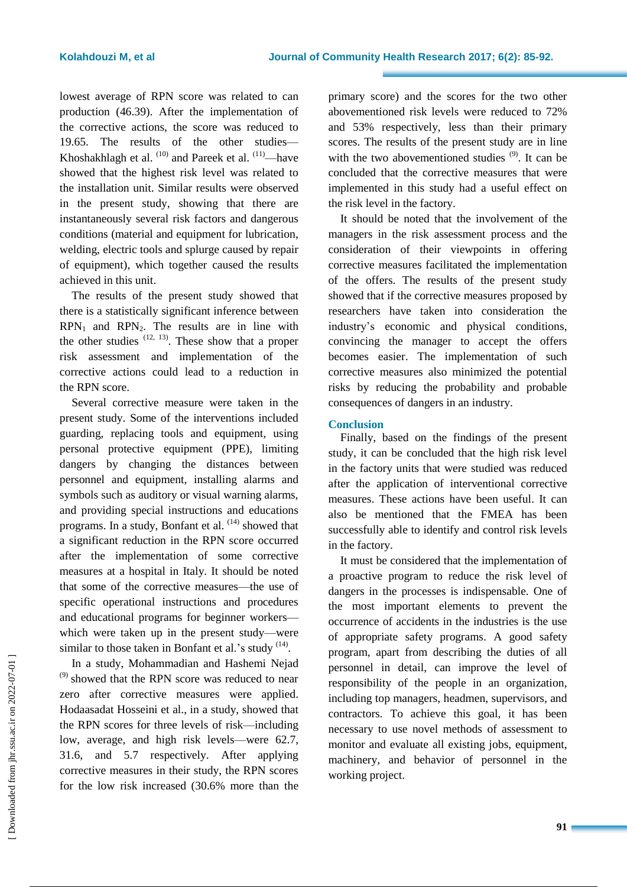lowest average of RPN score was related to can production (46.39). After the implementation of the corrective actions, the score was reduced to 19.65. The results of the other studies—Khoshakhlagh et al. [10] and Pareek et al. [11]—have showed that the highest risk level was related to the installation unit. Similar results were observed in the present study, showing that there are instantaneously several risk factors and dangerous conditions (material and equipment for lubrication, welding, electric tools and splurge caused by repair of equipment), which together caused the results achieved in this unit.

The results of the present study showed that there is a statistically significant inference between $RPN_1$ and $RPN_2$. The results are in line with the other studies [12, 13]. These show that a proper risk assessment and implementation of the corrective actions could lead to a reduction in the RPN score.

Several corrective measure were taken in the present study. Some of the interventions included guarding, replacing tools and equipment, using personal protective equipment (PPE), limiting dangers by changing the distances between personnel and equipment, installing alarms and symbols such as auditory or visual warning alarms, and providing special instructions and educations programs. In a study, Bonfant et al. [14] showed that a significant reduction in the RPN score occurred after the implementation of some corrective measures at a hospital in Italy. It should be noted that some of the corrective measures—the use of specific operational instructions and procedures and educational programs for beginner workers—which were taken up in the present study—were similar to those taken in Bonfant et al.'s study [14].

In a study, Mohammadian and Hashemi Nejad [9] showed that the RPN score was reduced to near zero after corrective measures were applied. Hodaasadat Hosseini et al., in a study, showed that the RPN scores for three levels of risk—including low, average, and high risk levels—were 62.7, 31.6, and 5.7 respectively. After applying corrective measures in their study, the RPN scores for the low risk increased (30.6% more than the primary score) and the scores for the two other abovementioned risk levels were reduced to 72% and 53% respectively, less than their primary scores. The results of the present study are in line with the two abovementioned studies [9]. It can be concluded that the corrective measures that were implemented in this study had a useful effect on the risk level in the factory.

It should be noted that the involvement of the managers in the risk assessment process and the consideration of their viewpoints in offering corrective measures facilitated the implementation of the offers. The results of the present study showed that if the corrective measures proposed by researchers have taken into consideration the industry's economic and physical conditions, convincing the manager to accept the offers becomes easier. The implementation of such corrective measures also minimized the potential risks by reducing the probability and probable consequences of dangers in an industry.

## Conclusion

Finally, based on the findings of the present study, it can be concluded that the high risk level in the factory units that were studied was reduced after the application of interventional corrective measures. These actions have been useful. It can also be mentioned that the FMEA has been successfully able to identify and control risk levels in the factory.

It must be considered that the implementation of a proactive program to reduce the risk level of dangers in the processes is indispensable. One of the most important elements to prevent the occurrence of accidents in the industries is the use of appropriate safety programs. A good safety program, apart from describing the duties of all personnel in detail, can improve the level of responsibility of the people in an organization, including top managers, headmen, supervisors, and contractors. To achieve this goal, it has been necessary to use novel methods of assessment to monitor and evaluate all existing jobs, equipment, machinery, and behavior of personnel in the working project.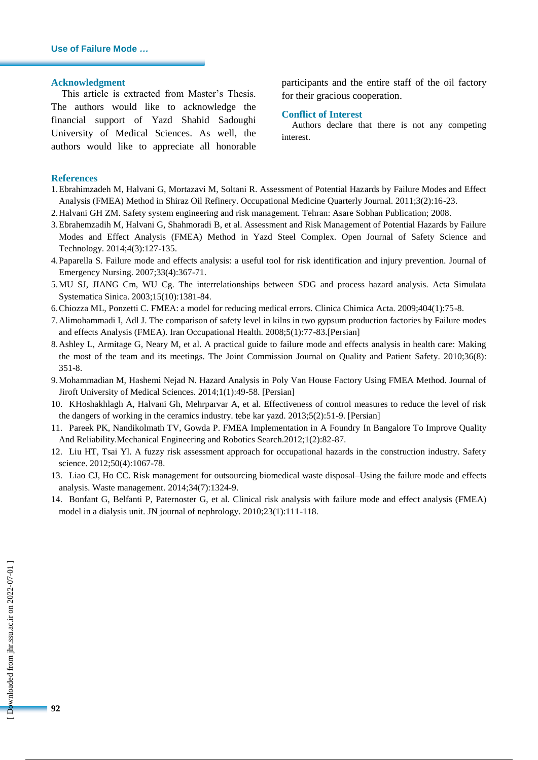## Acknowledgment

This article is extracted from Master's Thesis. The authors would like to acknowledge the financial support of Yazd Shahid Sadoughi University of Medical Sciences. As well, the authors would like to appreciate all honorable participants and the entire staff of the oil factory for their gracious cooperation.

## Conflict of Interest

Authors declare that there is not any competing interest.

## References

1. Ebrahimzadeh M, Halvani G, Mortazavi M, Soltani R. Assessment of Potential Hazards by Failure Modes and Effect Analysis (FMEA) Method in Shiraz Oil Refinery. Occupational Medicine Quarterly Journal. 2011;3(2):16-23.
2. Halvani GH ZM. Safety system engineering and risk management. Tehran: Asare Sobhan Publication; 2008.
3. Ebrahemzadih M, Halvani G, Shahmoradi B, et al. Assessment and Risk Management of Potential Hazards by Failure Modes and Effect Analysis (FMEA) Method in Yazd Steel Complex. Open Journal of Safety Science and Technology. 2014;4(3):127-135.
4. Paparella S. Failure mode and effects analysis: a useful tool for risk identification and injury prevention. Journal of Emergency Nursing. 2007;33(4):367-71.
5. MU SJ, JIANG Cm, WU Cg. The interrelationships between SDG and process hazard analysis. Acta Simulata Systematica Sinica. 2003;15(10):1381-84.
6. Chiozza ML, Ponzetti C. FMEA: a model for reducing medical errors. Clinica Chimica Acta. 2009;404(1):75-8.
7. Alimohammadi I, Adl J. The comparison of safety level in kilns in two gypsum production factories by Failure modes and effects Analysis (FMEA). Iran Occupational Health. 2008;5(1):77-83.[Persian]
8. Ashley L, Armitage G, Neary M, et al. A practical guide to failure mode and effects analysis in health care: Making the most of the team and its meetings. The Joint Commission Journal on Quality and Patient Safety. 2010;36(8): 351-8.
9. Mohammadian M, Hashemi Nejad N. Hazard Analysis in Poly Van House Factory Using FMEA Method. Journal of Jiroft University of Medical Sciences. 2014;1(1):49-58. [Persian]
10. KHoshakhlagh A, Halvani Gh, Mehrparvar A, et al. Effectiveness of control measures to reduce the level of risk the dangers of working in the ceramics industry. tebe kar yazd. 2013;5(2):51-9. [Persian]
11. Pareek PK, Nandikolmath TV, Gowda P. FMEA Implementation in A Foundry In Bangalore To Improve Quality And Reliability.Mechanical Engineering and Robotics Search.2012;1(2):82-87.
12. Liu HT, Tsai Yl. A fuzzy risk assessment approach for occupational hazards in the construction industry. Safety science. 2012;50(4):1067-78.
13. Liao CJ, Ho CC. Risk management for outsourcing biomedical waste disposal–Using the failure mode and effects analysis. Waste management. 2014;34(7):1324-9.
14. Bonfant G, Belfanti P, Paternoster G, et al. Clinical risk analysis with failure mode and effect analysis (FMEA) model in a dialysis unit. JN journal of nephrology. 2010;23(1):111-118.